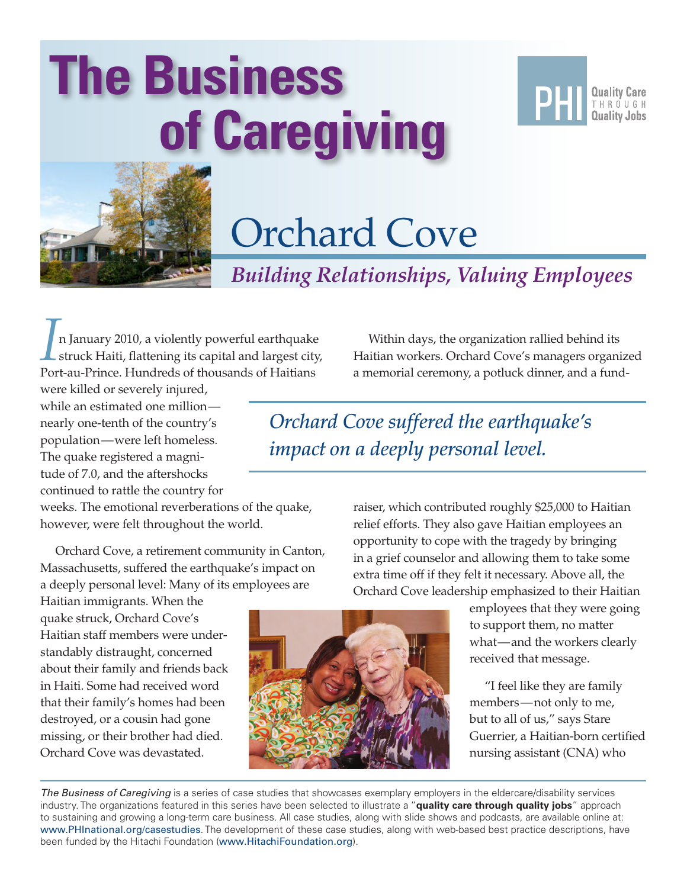# The Business of Caregiving

PHI Quality Care THROUGH Quality Jobs

## Orchard Cove

### *Building Relationships, Valuing Employees*

In January 2010, a violently powerful earthquake struck Haiti, flattening its capital and largest city, Port-au-Prince. Hundreds of thousands of Haitians were killed or severely injured, while an estimated one million—nearly one-tenth of the country's population—were left homeless. The quake registered a magnitude of 7.0, and the aftershocks continued to rattle the country for weeks. The emotional reverberations of the quake, however, were felt throughout the world.

Orchard Cove, a retirement community in Canton, Massachusetts, suffered the earthquake's impact on a deeply personal level: Many of its employees are Haitian immigrants. When the quake struck, Orchard Cove's Haitian staff members were understandably distraught, concerned about their family and friends back in Haiti. Some had received word that their family's homes had been destroyed, or a cousin had gone missing, or their brother had died. Orchard Cove was devastated.

*Orchard Cove suffered the earthquake's impact on a deeply personal level.*

Within days, the organization rallied behind its Haitian workers. Orchard Cove's managers organized a memorial ceremony, a potluck dinner, and a fundraiser, which contributed roughly $25,000 to Haitian relief efforts. They also gave Haitian employees an opportunity to cope with the tragedy by bringing in a grief counselor and allowing them to take some extra time off if they felt it necessary. Above all, the Orchard Cove leadership emphasized to their Haitian employees that they were going to support them, no matter what—and the workers clearly received that message.

"I feel like they are family members—not only to me, but to all of us," says Stare Guerrier, a Haitian-born certified nursing assistant (CNA) who

*The Business of Caregiving* is a series of case studies that showcases exemplary employers in the eldercare/disability services industry. The organizations featured in this series have been selected to illustrate a "**quality care through quality jobs**" approach to sustaining and growing a long-term care business. All case studies, along with slide shows and podcasts, are available online at: www.PHInational.org/casestudies. The development of these case studies, along with web-based best practice descriptions, have been funded by the Hitachi Foundation (www.HitachiFoundation.org).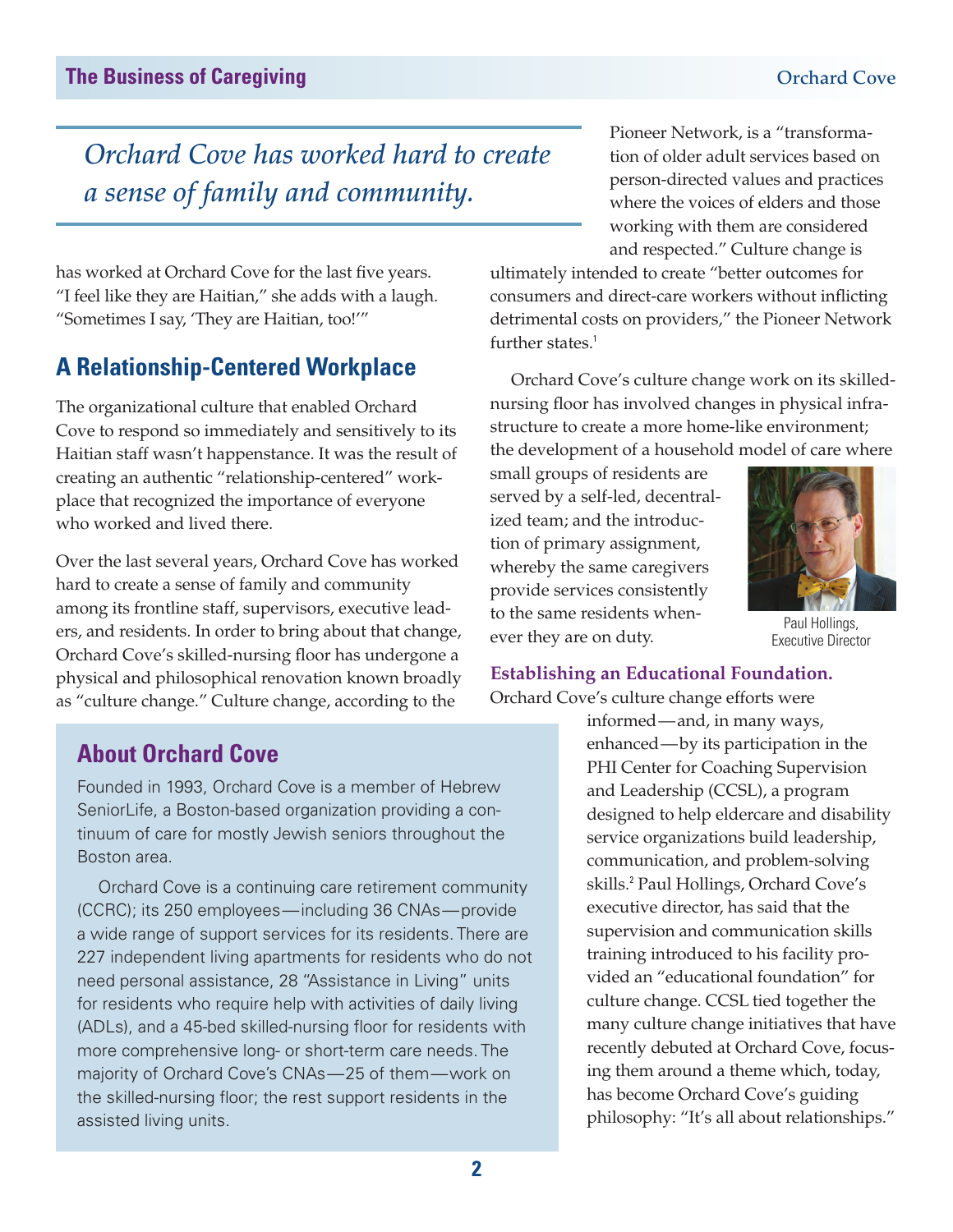has worked at Orchard Cove for the last five years. "I feel like they are Haitian," she adds with a laugh. "Sometimes I say, 'They are Haitian, too!'"

## A Relationship-Centered Workplace

*Orchard Cove has worked hard to create a sense of family and community.*

The organizational culture that enabled Orchard Cove to respond so immediately and sensitively to its Haitian staff wasn't happenstance. It was the result of creating an authentic "relationship-centered" workplace that recognized the importance of everyone who worked and lived there.

Over the last several years, Orchard Cove has worked hard to create a sense of family and community among its frontline staff, supervisors, executive leaders, and residents. In order to bring about that change, Orchard Cove's skilled-nursing floor has undergone a physical and philosophical renovation known broadly as "culture change." Culture change, according to the Pioneer Network, is a "transformation of older adult services based on person-directed values and practices where the voices of elders and those working with them are considered and respected." Culture change is ultimately intended to create "better outcomes for consumers and direct-care workers without inflicting detrimental costs on providers," the Pioneer Network further states.[1]

Orchard Cove's culture change work on its skilled-nursing floor has involved changes in physical infrastructure to create a more home-like environment; the development of a household model of care where small groups of residents are served by a self-led, decentralized team; and the introduction of primary assignment, whereby the same caregivers provide services consistently to the same residents whenever they are on duty.

Paul Hollings, Executive Director

**Establishing an Educational Foundation.** Orchard Cove's culture change efforts were informed—and, in many ways, enhanced—by its participation in the PHI Center for Coaching Supervision and Leadership (CCSL), a program designed to help eldercare and disability service organizations build leadership, communication, and problem-solving skills.[2] Paul Hollings, Orchard Cove's executive director, has said that the supervision and communication skills training introduced to his facility provided an "educational foundation" for culture change. CCSL tied together the many culture change initiatives that have recently debuted at Orchard Cove, focusing them around a theme which, today, has become Orchard Cove's guiding philosophy: "It's all about relationships."

### About Orchard Cove

Founded in 1993, Orchard Cove is a member of Hebrew SeniorLife, a Boston-based organization providing a continuum of care for mostly Jewish seniors throughout the Boston area.

Orchard Cove is a continuing care retirement community (CCRC); its 250 employees—including 36 CNAs—provide a wide range of support services for its residents. There are 227 independent living apartments for residents who do not need personal assistance, 28 "Assistance in Living" units for residents who require help with activities of daily living (ADLs), and a 45-bed skilled-nursing floor for residents with more comprehensive long- or short-term care needs. The majority of Orchard Cove's CNAs—25 of them—work on the skilled-nursing floor; the rest support residents in the assisted living units.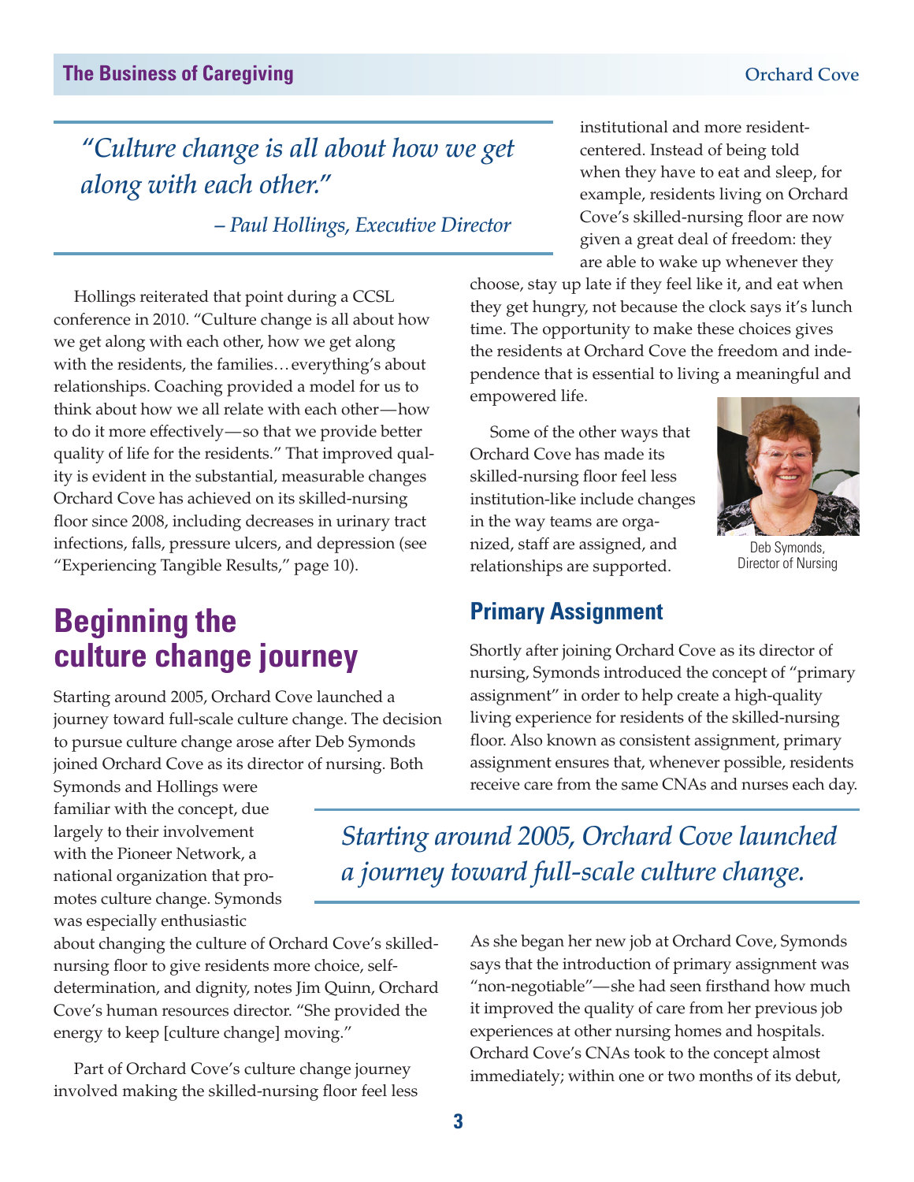*"Culture change is all about how we get along with each other."*

*– Paul Hollings, Executive Director*

Hollings reiterated that point during a CCSL conference in 2010. "Culture change is all about how we get along with each other, how we get along with the residents, the families…everything's about relationships. Coaching provided a model for us to think about how we all relate with each other—how to do it more effectively—so that we provide better quality of life for the residents." That improved quality is evident in the substantial, measurable changes Orchard Cove has achieved on its skilled-nursing floor since 2008, including decreases in urinary tract infections, falls, pressure ulcers, and depression (see "Experiencing Tangible Results," page 10).

## Beginning the culture change journey

Starting around 2005, Orchard Cove launched a journey toward full-scale culture change. The decision to pursue culture change arose after Deb Symonds joined Orchard Cove as its director of nursing. Both Symonds and Hollings were familiar with the concept, due largely to their involvement with the Pioneer Network, a national organization that promotes culture change. Symonds was especially enthusiastic about changing the culture of Orchard Cove's skilled-nursing floor to give residents more choice, self-determination, and dignity, notes Jim Quinn, Orchard Cove's human resources director. "She provided the energy to keep [culture change] moving."

Part of Orchard Cove's culture change journey involved making the skilled-nursing floor feel less institutional and more resident-centered. Instead of being told when they have to eat and sleep, for example, residents living on Orchard Cove's skilled-nursing floor are now given a great deal of freedom: they are able to wake up whenever they choose, stay up late if they feel like it, and eat when they get hungry, not because the clock says it's lunch time. The opportunity to make these choices gives the residents at Orchard Cove the freedom and independence that is essential to living a meaningful and empowered life.

Some of the other ways that Orchard Cove has made its skilled-nursing floor feel less institution-like include changes in the way teams are organized, staff are assigned, and relationships are supported.

Deb Symonds, Director of Nursing

### Primary Assignment

Shortly after joining Orchard Cove as its director of nursing, Symonds introduced the concept of "primary assignment" in order to help create a high-quality living experience for residents of the skilled-nursing floor. Also known as consistent assignment, primary assignment ensures that, whenever possible, residents receive care from the same CNAs and nurses each day.

*Starting around 2005, Orchard Cove launched a journey toward full-scale culture change.*

As she began her new job at Orchard Cove, Symonds says that the introduction of primary assignment was "non-negotiable"—she had seen firsthand how much it improved the quality of care from her previous job experiences at other nursing homes and hospitals. Orchard Cove's CNAs took to the concept almost immediately; within one or two months of its debut,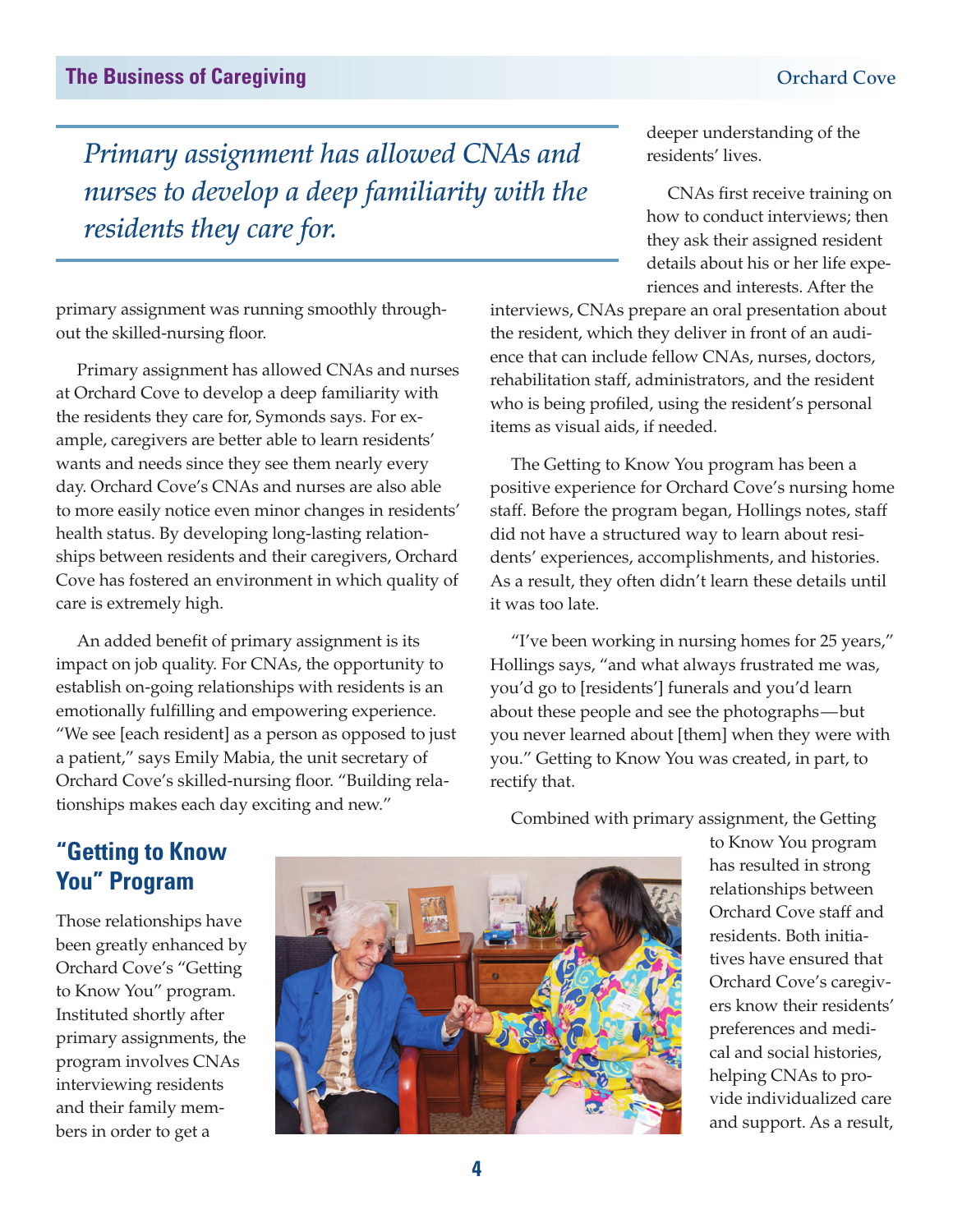> *Primary assignment has allowed CNAs and nurses to develop a deep familiarity with the residents they care for.*

primary assignment was running smoothly throughout the skilled-nursing floor.

Primary assignment has allowed CNAs and nurses at Orchard Cove to develop a deep familiarity with the residents they care for, Symonds says. For example, caregivers are better able to learn residents' wants and needs since they see them nearly every day. Orchard Cove's CNAs and nurses are also able to more easily notice even minor changes in residents' health status. By developing long-lasting relationships between residents and their caregivers, Orchard Cove has fostered an environment in which quality of care is extremely high.

An added benefit of primary assignment is its impact on job quality. For CNAs, the opportunity to establish on-going relationships with residents is an emotionally fulfilling and empowering experience. "We see [each resident] as a person as opposed to just a patient," says Emily Mabia, the unit secretary of Orchard Cove's skilled-nursing floor. "Building relationships makes each day exciting and new."

## "Getting to Know You" Program

Those relationships have been greatly enhanced by Orchard Cove's "Getting to Know You" program. Instituted shortly after primary assignments, the program involves CNAs interviewing residents and their family members in order to get a deeper understanding of the residents' lives.

CNAs first receive training on how to conduct interviews; then they ask their assigned resident details about his or her life experiences and interests. After the interviews, CNAs prepare an oral presentation about the resident, which they deliver in front of an audience that can include fellow CNAs, nurses, doctors, rehabilitation staff, administrators, and the resident who is being profiled, using the resident's personal items as visual aids, if needed.

The Getting to Know You program has been a positive experience for Orchard Cove's nursing home staff. Before the program began, Hollings notes, staff did not have a structured way to learn about residents' experiences, accomplishments, and histories. As a result, they often didn't learn these details until it was too late.

"I've been working in nursing homes for 25 years," Hollings says, "and what always frustrated me was, you'd go to [residents'] funerals and you'd learn about these people and see the photographs—but you never learned about [them] when they were with you." Getting to Know You was created, in part, to rectify that.

Combined with primary assignment, the Getting to Know You program has resulted in strong relationships between Orchard Cove staff and residents. Both initiatives have ensured that Orchard Cove's caregivers know their residents' preferences and medical and social histories, helping CNAs to provide individualized care and support. As a result,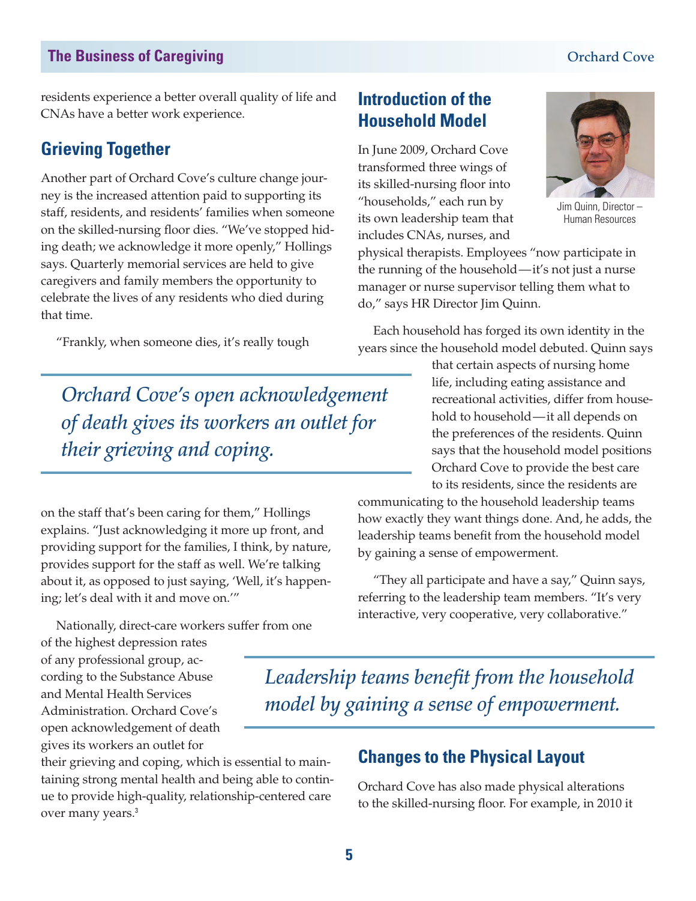residents experience a better overall quality of life and CNAs have a better work experience.

## Grieving Together

Another part of Orchard Cove's culture change journey is the increased attention paid to supporting its staff, residents, and residents' families when someone on the skilled-nursing floor dies. "We've stopped hiding death; we acknowledge it more openly," Hollings says. Quarterly memorial services are held to give caregivers and family members the opportunity to celebrate the lives of any residents who died during that time.

"Frankly, when someone dies, it's really tough on the staff that's been caring for them," Hollings explains. "Just acknowledging it more up front, and providing support for the families, I think, by nature, provides support for the staff as well. We're talking about it, as opposed to just saying, 'Well, it's happening; let's deal with it and move on.'"

*Orchard Cove's open acknowledgement of death gives its workers an outlet for their grieving and coping.*

Nationally, direct-care workers suffer from one of the highest depression rates of any professional group, according to the Substance Abuse and Mental Health Services Administration. Orchard Cove's open acknowledgement of death gives its workers an outlet for their grieving and coping, which is essential to maintaining strong mental health and being able to continue to provide high-quality, relationship-centered care over many years.[3]

## Introduction of the Household Model

Jim Quinn, Director – Human Resources

In June 2009, Orchard Cove transformed three wings of its skilled-nursing floor into "households," each run by its own leadership team that includes CNAs, nurses, and physical therapists. Employees "now participate in the running of the household—it's not just a nurse manager or nurse supervisor telling them what to do," says HR Director Jim Quinn.

Each household has forged its own identity in the years since the household model debuted. Quinn says that certain aspects of nursing home life, including eating assistance and recreational activities, differ from household to household—it all depends on the preferences of the residents. Quinn says that the household model positions Orchard Cove to provide the best care to its residents, since the residents are communicating to the household leadership teams how exactly they want things done. And, he adds, the leadership teams benefit from the household model by gaining a sense of empowerment.

"They all participate and have a say," Quinn says, referring to the leadership team members. "It's very interactive, very cooperative, very collaborative."

*Leadership teams benefit from the household model by gaining a sense of empowerment.*

## Changes to the Physical Layout

Orchard Cove has also made physical alterations to the skilled-nursing floor. For example, in 2010 it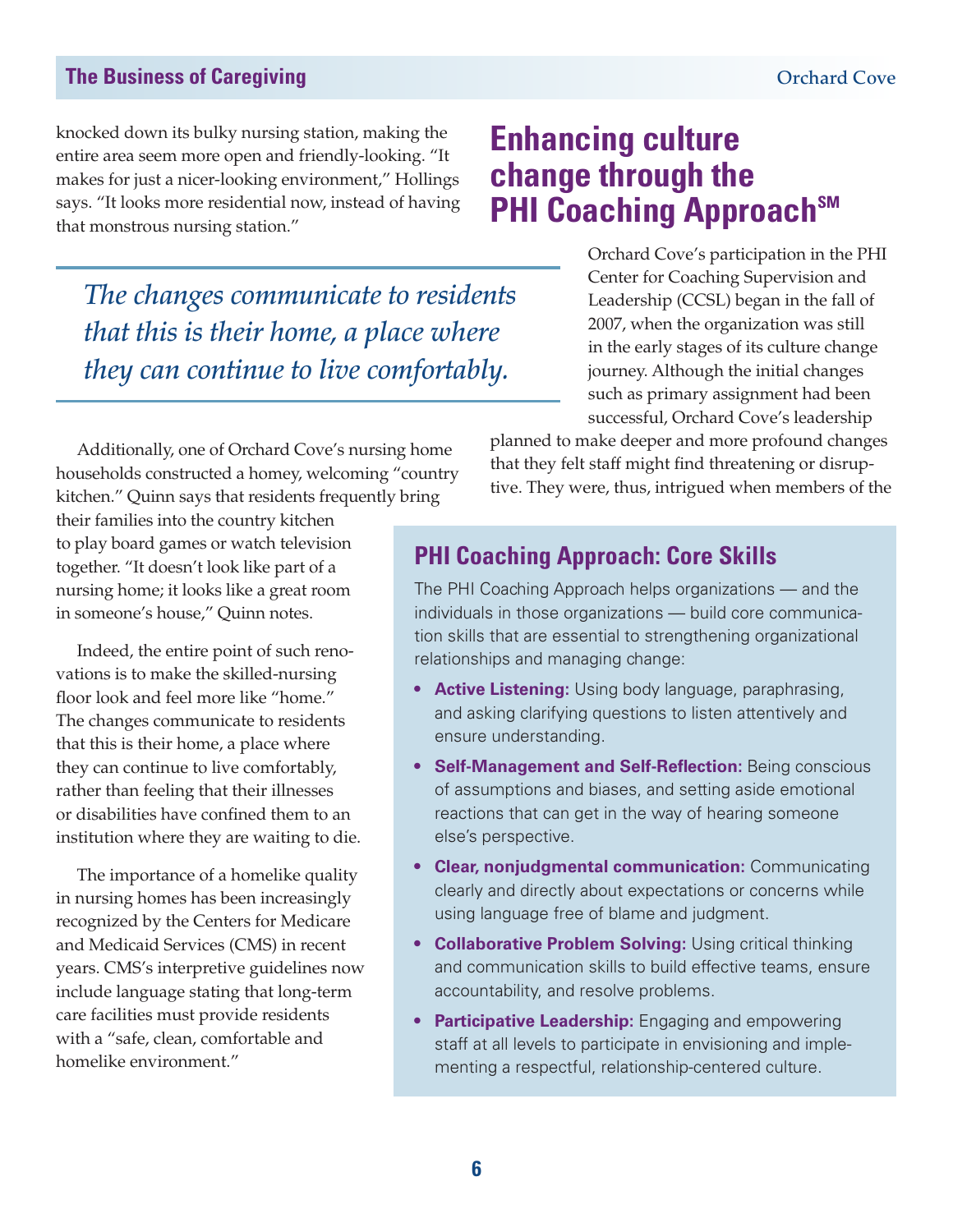knocked down its bulky nursing station, making the entire area seem more open and friendly-looking. "It makes for just a nicer-looking environment," Hollings says. "It looks more residential now, instead of having that monstrous nursing station."

> *The changes communicate to residents that this is their home, a place where they can continue to live comfortably.*

Additionally, one of Orchard Cove's nursing home households constructed a homey, welcoming "country kitchen." Quinn says that residents frequently bring their families into the country kitchen to play board games or watch television together. "It doesn't look like part of a nursing home; it looks like a great room in someone's house," Quinn notes.

Indeed, the entire point of such renovations is to make the skilled-nursing floor look and feel more like "home." The changes communicate to residents that this is their home, a place where they can continue to live comfortably, rather than feeling that their illnesses or disabilities have confined them to an institution where they are waiting to die.

The importance of a homelike quality in nursing homes has been increasingly recognized by the Centers for Medicare and Medicaid Services (CMS) in recent years. CMS's interpretive guidelines now include language stating that long-term care facilities must provide residents with a "safe, clean, comfortable and homelike environment."

## Enhancing culture change through the PHI Coaching Approach℠

Orchard Cove's participation in the PHI Center for Coaching Supervision and Leadership (CCSL) began in the fall of 2007, when the organization was still in the early stages of its culture change journey. Although the initial changes such as primary assignment had been successful, Orchard Cove's leadership planned to make deeper and more profound changes that they felt staff might find threatening or disruptive. They were, thus, intrigued when members of the

### PHI Coaching Approach: Core Skills

The PHI Coaching Approach helps organizations — and the individuals in those organizations — build core communication skills that are essential to strengthening organizational relationships and managing change:

- **Active Listening:** Using body language, paraphrasing, and asking clarifying questions to listen attentively and ensure understanding.
- **Self-Management and Self-Reflection:** Being conscious of assumptions and biases, and setting aside emotional reactions that can get in the way of hearing someone else's perspective.
- **Clear, nonjudgmental communication:** Communicating clearly and directly about expectations or concerns while using language free of blame and judgment.
- **Collaborative Problem Solving:** Using critical thinking and communication skills to build effective teams, ensure accountability, and resolve problems.
- **Participative Leadership:** Engaging and empowering staff at all levels to participate in envisioning and implementing a respectful, relationship-centered culture.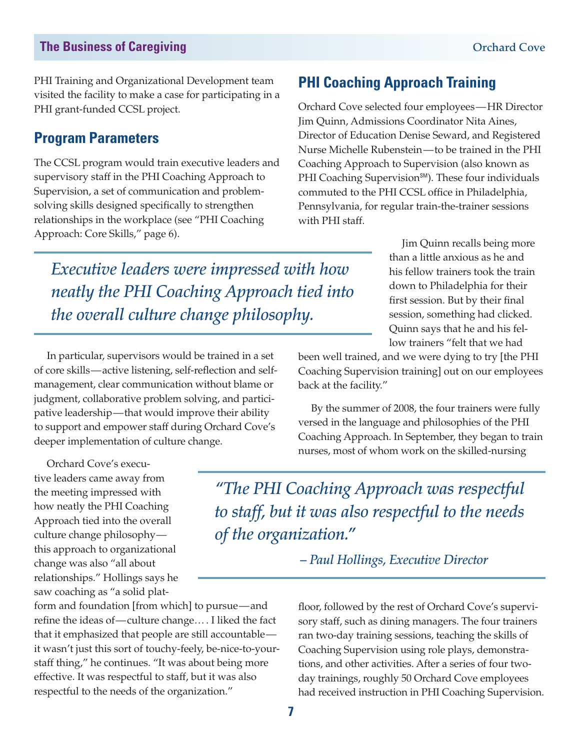PHI Training and Organizational Development team visited the facility to make a case for participating in a PHI grant-funded CCSL project.

## Program Parameters

The CCSL program would train executive leaders and supervisory staff in the PHI Coaching Approach to Supervision, a set of communication and problem-solving skills designed specifically to strengthen relationships in the workplace (see "PHI Coaching Approach: Core Skills," page 6).

> *Executive leaders were impressed with how neatly the PHI Coaching Approach tied into the overall culture change philosophy.*

In particular, supervisors would be trained in a set of core skills—active listening, self-reflection and self-management, clear communication without blame or judgment, collaborative problem solving, and participative leadership—that would improve their ability to support and empower staff during Orchard Cove's deeper implementation of culture change.

Orchard Cove's executive leaders came away from the meeting impressed with how neatly the PHI Coaching Approach tied into the overall culture change philosophy—this approach to organizational change was also "all about relationships." Hollings says he saw coaching as "a solid platform and foundation [from which] to pursue—and refine the ideas of—culture change. . . . I liked the fact that it emphasized that people are still accountable—it wasn't just this sort of touchy-feely, be-nice-to-your-staff thing," he continues. "It was about being more effective. It was respectful to staff, but it was also respectful to the needs of the organization."

## PHI Coaching Approach Training

Orchard Cove selected four employees—HR Director Jim Quinn, Admissions Coordinator Nita Aines, Director of Education Denise Seward, and Registered Nurse Michelle Rubenstein—to be trained in the PHI Coaching Approach to Supervision (also known as PHI Coaching Supervision℠). These four individuals commuted to the PHI CCSL office in Philadelphia, Pennsylvania, for regular train-the-trainer sessions with PHI staff.

Jim Quinn recalls being more than a little anxious as he and his fellow trainers took the train down to Philadelphia for their first session. But by their final session, something had clicked. Quinn says that he and his fellow trainers "felt that we had been well trained, and we were dying to try [the PHI Coaching Supervision training] out on our employees back at the facility."

By the summer of 2008, the four trainers were fully versed in the language and philosophies of the PHI Coaching Approach. In September, they began to train nurses, most of whom work on the skilled-nursing floor, followed by the rest of Orchard Cove's supervisory staff, such as dining managers. The four trainers ran two-day training sessions, teaching the skills of Coaching Supervision using role plays, demonstrations, and other activities. After a series of four two-day trainings, roughly 50 Orchard Cove employees had received instruction in PHI Coaching Supervision.

> *"The PHI Coaching Approach was respectful to staff, but it was also respectful to the needs of the organization."*
>
> *– Paul Hollings, Executive Director*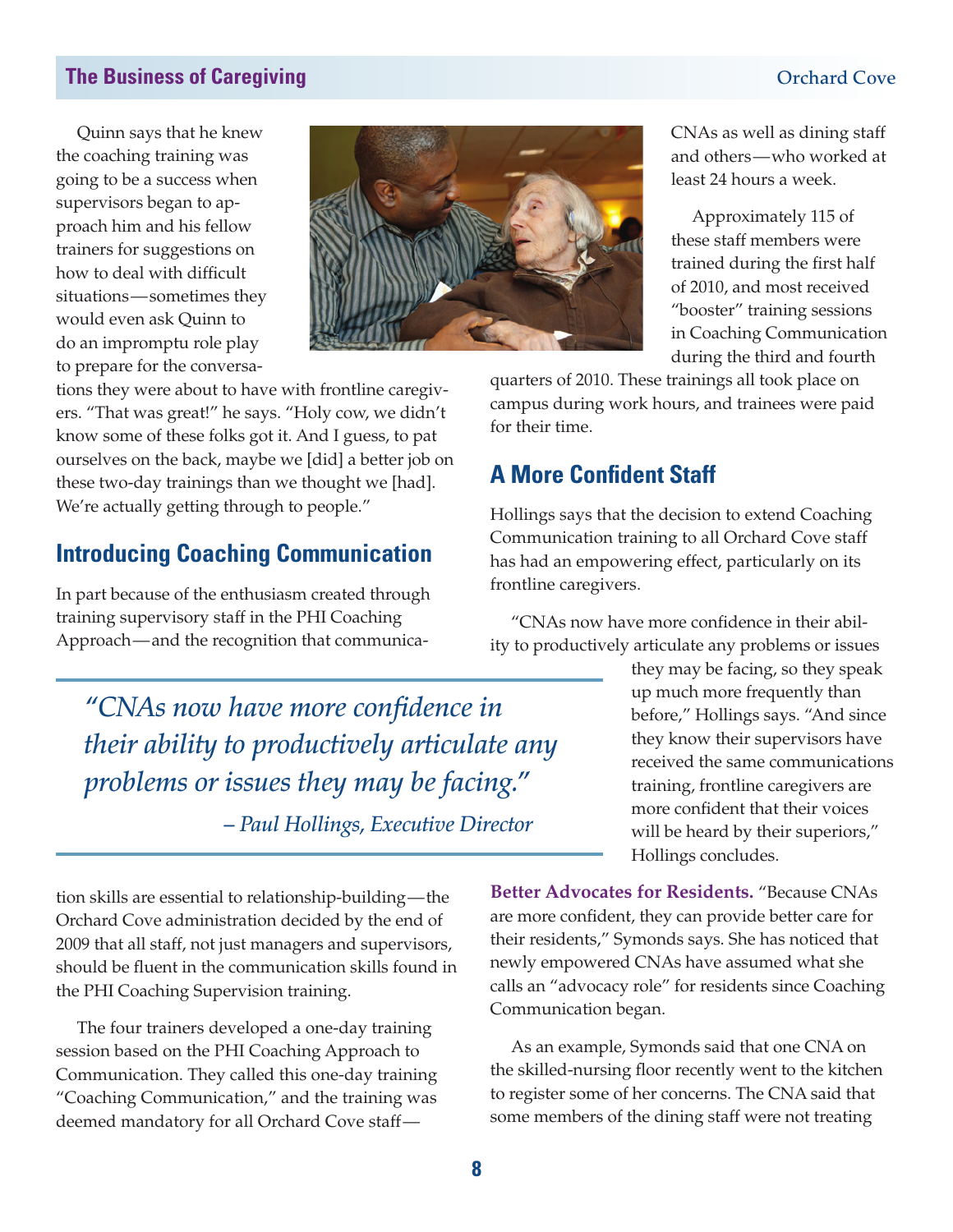Quinn says that he knew the coaching training was going to be a success when supervisors began to approach him and his fellow trainers for suggestions on how to deal with difficult situations—sometimes they would even ask Quinn to do an impromptu role play to prepare for the conversations they were about to have with frontline caregivers. "That was great!" he says. "Holy cow, we didn't know some of these folks got it. And I guess, to pat ourselves on the back, maybe we [did] a better job on these two-day trainings than we thought we [had]. We're actually getting through to people."

## Introducing Coaching Communication

In part because of the enthusiasm created through training supervisory staff in the PHI Coaching Approach—and the recognition that communication skills are essential to relationship-building—the Orchard Cove administration decided by the end of 2009 that all staff, not just managers and supervisors, should be fluent in the communication skills found in the PHI Coaching Supervision training.

The four trainers developed a one-day training session based on the PHI Coaching Approach to Communication. They called this one-day training "Coaching Communication," and the training was deemed mandatory for all Orchard Cove staff—CNAs as well as dining staff and others—who worked at least 24 hours a week.

Approximately 115 of these staff members were trained during the first half of 2010, and most received "booster" training sessions in Coaching Communication during the third and fourth quarters of 2010. These trainings all took place on campus during work hours, and trainees were paid for their time.

## A More Confident Staff

Hollings says that the decision to extend Coaching Communication training to all Orchard Cove staff has had an empowering effect, particularly on its frontline caregivers.

"CNAs now have more confidence in their ability to productively articulate any problems or issues they may be facing, so they speak up much more frequently than before," Hollings says. "And since they know their supervisors have received the same communications training, frontline caregivers are more confident that their voices will be heard by their superiors," Hollings concludes.

> *"CNAs now have more confidence in their ability to productively articulate any problems or issues they may be facing."*
>
> *– Paul Hollings, Executive Director*

**Better Advocates for Residents.** "Because CNAs are more confident, they can provide better care for their residents," Symonds says. She has noticed that newly empowered CNAs have assumed what she calls an "advocacy role" for residents since Coaching Communication began.

As an example, Symonds said that one CNA on the skilled-nursing floor recently went to the kitchen to register some of her concerns. The CNA said that some members of the dining staff were not treating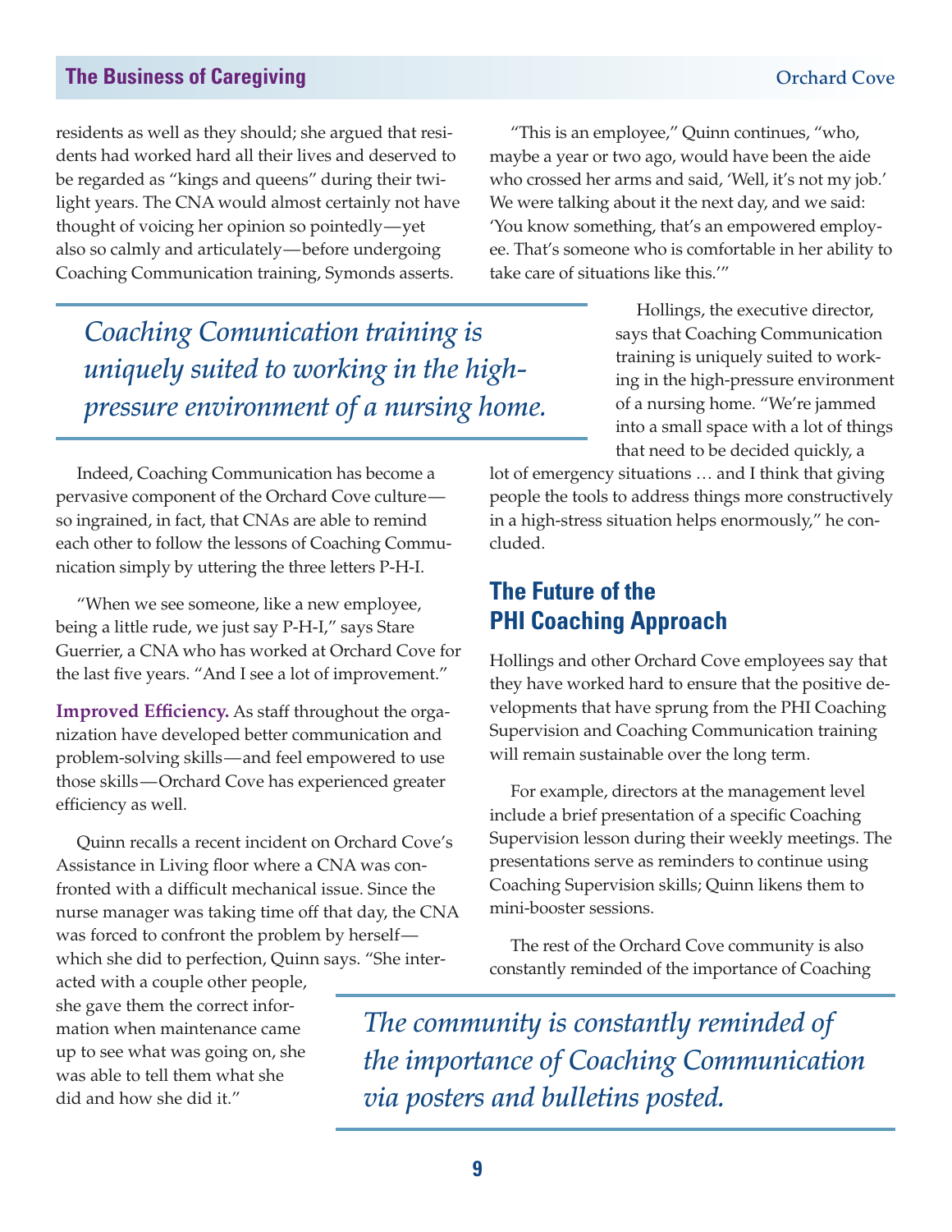residents as well as they should; she argued that residents had worked hard all their lives and deserved to be regarded as "kings and queens" during their twilight years. The CNA would almost certainly not have thought of voicing her opinion so pointedly—yet also so calmly and articulately—before undergoing Coaching Communication training, Symonds asserts.

"This is an employee," Quinn continues, "who, maybe a year or two ago, would have been the aide who crossed her arms and said, 'Well, it's not my job.' We were talking about it the next day, and we said: 'You know something, that's an empowered employee. That's someone who is comfortable in her ability to take care of situations like this.'"

*Coaching Comunication training is uniquely suited to working in the high-pressure environment of a nursing home.*

Hollings, the executive director, says that Coaching Communication training is uniquely suited to working in the high-pressure environment of a nursing home. "We're jammed into a small space with a lot of things that need to be decided quickly, a lot of emergency situations … and I think that giving people the tools to address things more constructively in a high-stress situation helps enormously," he concluded.

Indeed, Coaching Communication has become a pervasive component of the Orchard Cove culture—so ingrained, in fact, that CNAs are able to remind each other to follow the lessons of Coaching Communication simply by uttering the three letters P-H-I.

"When we see someone, like a new employee, being a little rude, we just say P-H-I," says Stare Guerrier, a CNA who has worked at Orchard Cove for the last five years. "And I see a lot of improvement."

**Improved Efficiency.** As staff throughout the organization have developed better communication and problem-solving skills—and feel empowered to use those skills—Orchard Cove has experienced greater efficiency as well.

Quinn recalls a recent incident on Orchard Cove's Assistance in Living floor where a CNA was confronted with a difficult mechanical issue. Since the nurse manager was taking time off that day, the CNA was forced to confront the problem by herself—which she did to perfection, Quinn says. "She interacted with a couple other people, she gave them the correct information when maintenance came up to see what was going on, she was able to tell them what she did and how she did it."

## The Future of the PHI Coaching Approach

Hollings and other Orchard Cove employees say that they have worked hard to ensure that the positive developments that have sprung from the PHI Coaching Supervision and Coaching Communication training will remain sustainable over the long term.

For example, directors at the management level include a brief presentation of a specific Coaching Supervision lesson during their weekly meetings. The presentations serve as reminders to continue using Coaching Supervision skills; Quinn likens them to mini-booster sessions.

The rest of the Orchard Cove community is also constantly reminded of the importance of Coaching

*The community is constantly reminded of the importance of Coaching Communication via posters and bulletins posted.*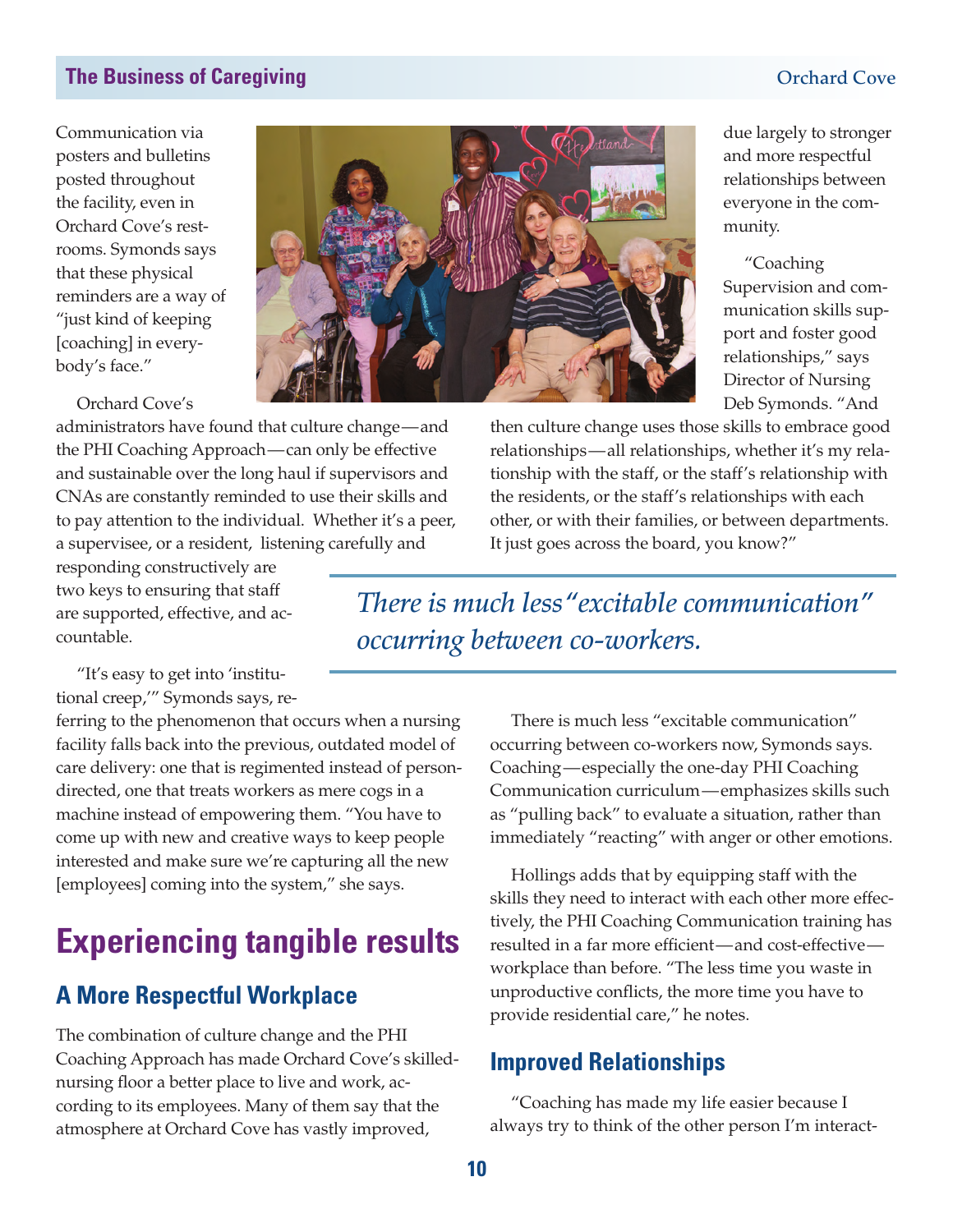Communication via posters and bulletins posted throughout the facility, even in Orchard Cove's restrooms. Symonds says that these physical reminders are a way of "just kind of keeping [coaching] in everybody's face."

Orchard Cove's administrators have found that culture change—and the PHI Coaching Approach—can only be effective and sustainable over the long haul if supervisors and CNAs are constantly reminded to use their skills and to pay attention to the individual. Whether it's a peer, a supervisee, or a resident, listening carefully and responding constructively are two keys to ensuring that staff are supported, effective, and accountable.

"It's easy to get into 'institutional creep,'" Symonds says, referring to the phenomenon that occurs when a nursing facility falls back into the previous, outdated model of care delivery: one that is regimented instead of person-directed, one that treats workers as mere cogs in a machine instead of empowering them. "You have to come up with new and creative ways to keep people interested and make sure we're capturing all the new [employees] coming into the system," she says.

# Experiencing tangible results

## A More Respectful Workplace

The combination of culture change and the PHI Coaching Approach has made Orchard Cove's skilled-nursing floor a better place to live and work, according to its employees. Many of them say that the atmosphere at Orchard Cove has vastly improved, due largely to stronger and more respectful relationships between everyone in the community.

"Coaching Supervision and communication skills support and foster good relationships," says Director of Nursing Deb Symonds. "And then culture change uses those skills to embrace good relationships—all relationships, whether it's my relationship with the staff, or the staff's relationship with the residents, or the staff's relationships with each other, or with their families, or between departments. It just goes across the board, you know?"

> *There is much less "excitable communication" occurring between co-workers.*

There is much less "excitable communication" occurring between co-workers now, Symonds says. Coaching—especially the one-day PHI Coaching Communication curriculum—emphasizes skills such as "pulling back" to evaluate a situation, rather than immediately "reacting" with anger or other emotions.

Hollings adds that by equipping staff with the skills they need to interact with each other more effectively, the PHI Coaching Communication training has resulted in a far more efficient—and cost-effective—workplace than before. "The less time you waste in unproductive conflicts, the more time you have to provide residential care," he notes.

## Improved Relationships

"Coaching has made my life easier because I always try to think of the other person I'm interact-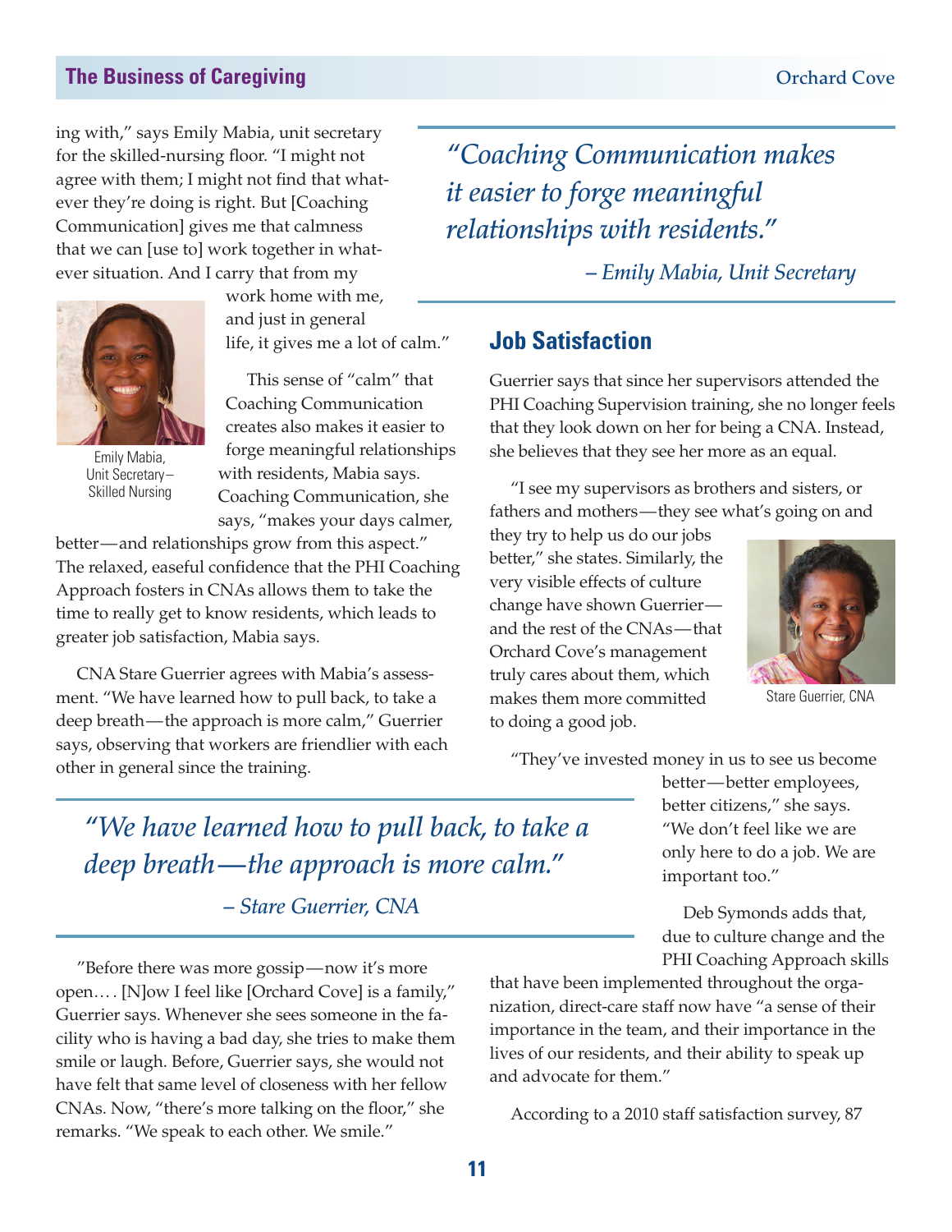ing with," says Emily Mabia, unit secretary for the skilled-nursing floor. "I might not agree with them; I might not find that whatever they're doing is right. But [Coaching Communication] gives me that calmness that we can [use to] work together in whatever situation. And I carry that from my work home with me, and just in general life, it gives me a lot of calm."

Emily Mabia, Unit Secretary– Skilled Nursing

This sense of "calm" that Coaching Communication creates also makes it easier to forge meaningful relationships with residents, Mabia says. Coaching Communication, she says, "makes your days calmer, better—and relationships grow from this aspect." The relaxed, easeful confidence that the PHI Coaching Approach fosters in CNAs allows them to take the time to really get to know residents, which leads to greater job satisfaction, Mabia says.

CNA Stare Guerrier agrees with Mabia's assessment. "We have learned how to pull back, to take a deep breath—the approach is more calm," Guerrier says, observing that workers are friendlier with each other in general since the training.

> *"We have learned how to pull back, to take a deep breath—the approach is more calm."*
>
> *– Stare Guerrier, CNA*

"Before there was more gossip—now it's more open.… [N]ow I feel like [Orchard Cove] is a family," Guerrier says. Whenever she sees someone in the facility who is having a bad day, she tries to make them smile or laugh. Before, Guerrier says, she would not have felt that same level of closeness with her fellow CNAs. Now, "there's more talking on the floor," she remarks. "We speak to each other. We smile."

> *"Coaching Communication makes it easier to forge meaningful relationships with residents."*
>
> *– Emily Mabia, Unit Secretary*

## Job Satisfaction

Guerrier says that since her supervisors attended the PHI Coaching Supervision training, she no longer feels that they look down on her for being a CNA. Instead, she believes that they see her more as an equal.

"I see my supervisors as brothers and sisters, or fathers and mothers—they see what's going on and they try to help us do our jobs better," she states. Similarly, the very visible effects of culture change have shown Guerrier—and the rest of the CNAs—that Orchard Cove's management truly cares about them, which makes them more committed to doing a good job.

Stare Guerrier, CNA

"They've invested money in us to see us become better—better employees, better citizens," she says. "We don't feel like we are only here to do a job. We are important too."

Deb Symonds adds that, due to culture change and the PHI Coaching Approach skills that have been implemented throughout the organization, direct-care staff now have "a sense of their importance in the team, and their importance in the lives of our residents, and their ability to speak up and advocate for them."

According to a 2010 staff satisfaction survey, 87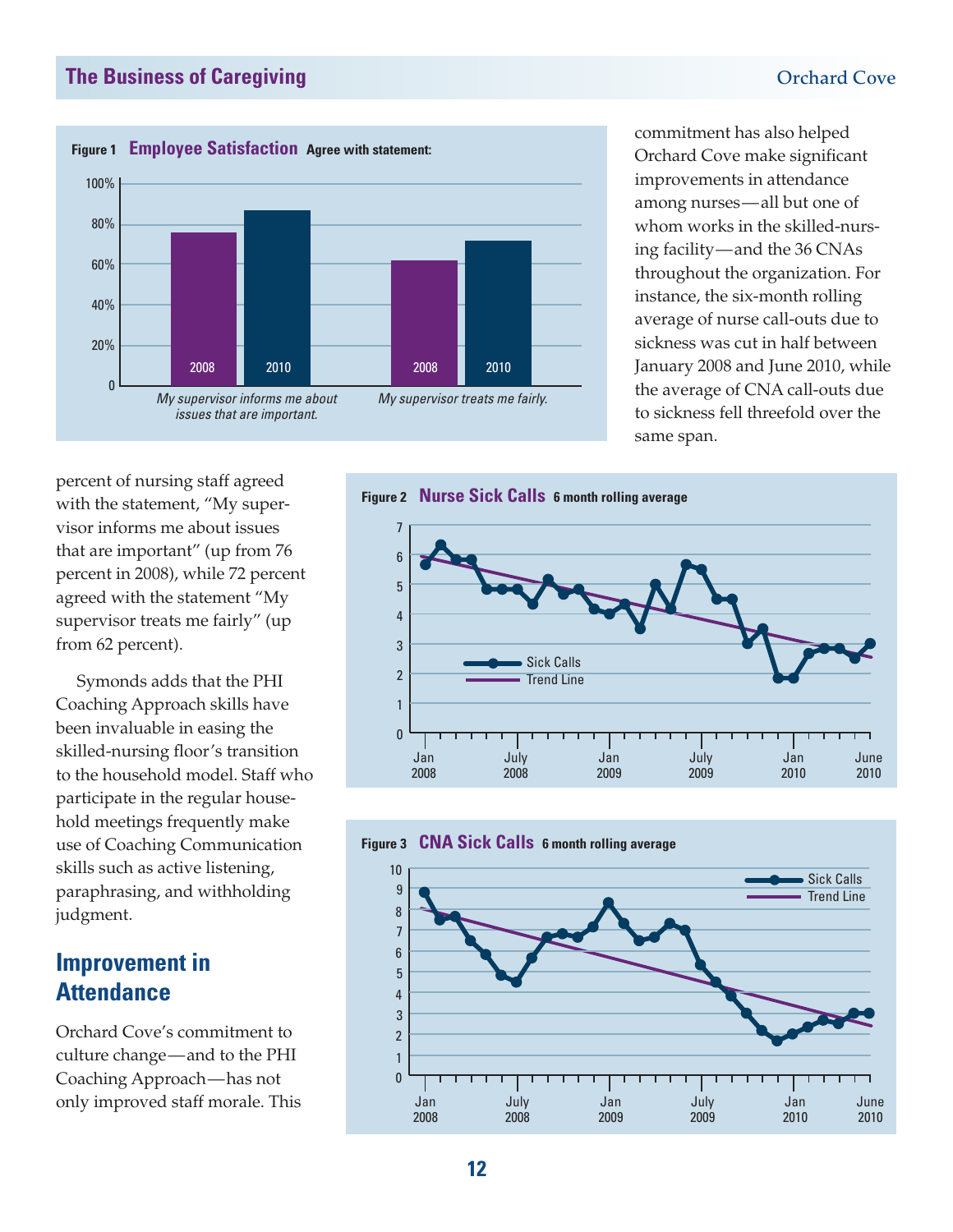**Figure 1 Employee Satisfaction** Agree with statement:

| | 2008 | 2010 |
|---|---|---|
| My supervisor informs me about issues that are important. | 76% | 87% |
| My supervisor treats me fairly. | 62% | 72% |

percent of nursing staff agreed with the statement, "My supervisor informs me about issues that are important" (up from 76 percent in 2008), while 72 percent agreed with the statement "My supervisor treats me fairly" (up from 62 percent).

Symonds adds that the PHI Coaching Approach skills have been invaluable in easing the skilled-nursing floor's transition to the household model. Staff who participate in the regular household meetings frequently make use of Coaching Communication skills such as active listening, paraphrasing, and withholding judgment.

## Improvement in Attendance

Orchard Cove's commitment to culture change—and to the PHI Coaching Approach—has not only improved staff morale. This commitment has also helped Orchard Cove make significant improvements in attendance among nurses—all but one of whom works in the skilled-nursing facility—and the 36 CNAs throughout the organization. For instance, the six-month rolling average of nurse call-outs due to sickness was cut in half between January 2008 and June 2010, while the average of CNA call-outs due to sickness fell threefold over the same span.

**Figure 2 Nurse Sick Calls** 6 month rolling average

(Line chart of Sick Calls and Trend Line, Jan 2008 – June 2010; y-axis 0–7.)

**Figure 3 CNA Sick Calls** 6 month rolling average

(Line chart of Sick Calls and Trend Line, Jan 2008 – June 2010; y-axis 0–10.)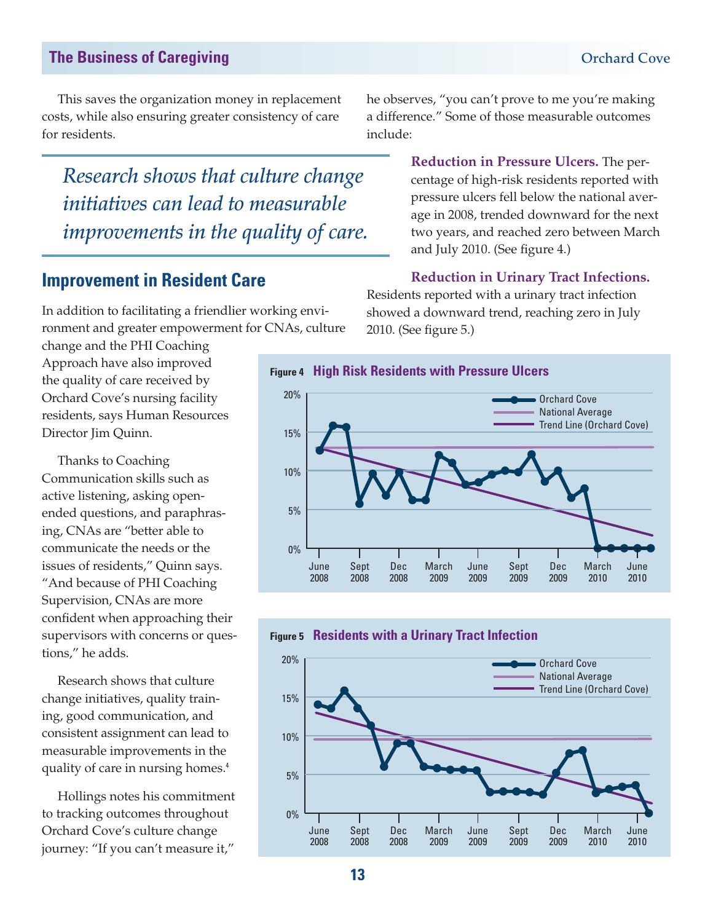This saves the organization money in replacement costs, while also ensuring greater consistency of care for residents.

> *Research shows that culture change initiatives can lead to measurable improvements in the quality of care.*

## Improvement in Resident Care

In addition to facilitating a friendlier working environment and greater empowerment for CNAs, culture change and the PHI Coaching Approach have also improved the quality of care received by Orchard Cove's nursing facility residents, says Human Resources Director Jim Quinn.

Thanks to Coaching Communication skills such as active listening, asking open-ended questions, and paraphrasing, CNAs are "better able to communicate the needs or the issues of residents," Quinn says. "And because of PHI Coaching Supervision, CNAs are more confident when approaching their supervisors with concerns or questions," he adds.

Research shows that culture change initiatives, quality training, good communication, and consistent assignment can lead to measurable improvements in the quality of care in nursing homes.[4]

Hollings notes his commitment to tracking outcomes throughout Orchard Cove's culture change journey: "If you can't measure it," he observes, "you can't prove to me you're making a difference." Some of those measurable outcomes include:

**Reduction in Pressure Ulcers.** The percentage of high-risk residents reported with pressure ulcers fell below the national average in 2008, trended downward for the next two years, and reached zero between March and July 2010. (See figure 4.)

**Reduction in Urinary Tract Infections.** Residents reported with a urinary tract infection showed a downward trend, reaching zero in July 2010. (See figure 5.)

**Figure 4** High Risk Residents with Pressure Ulcers

**Figure 5** Residents with a Urinary Tract Infection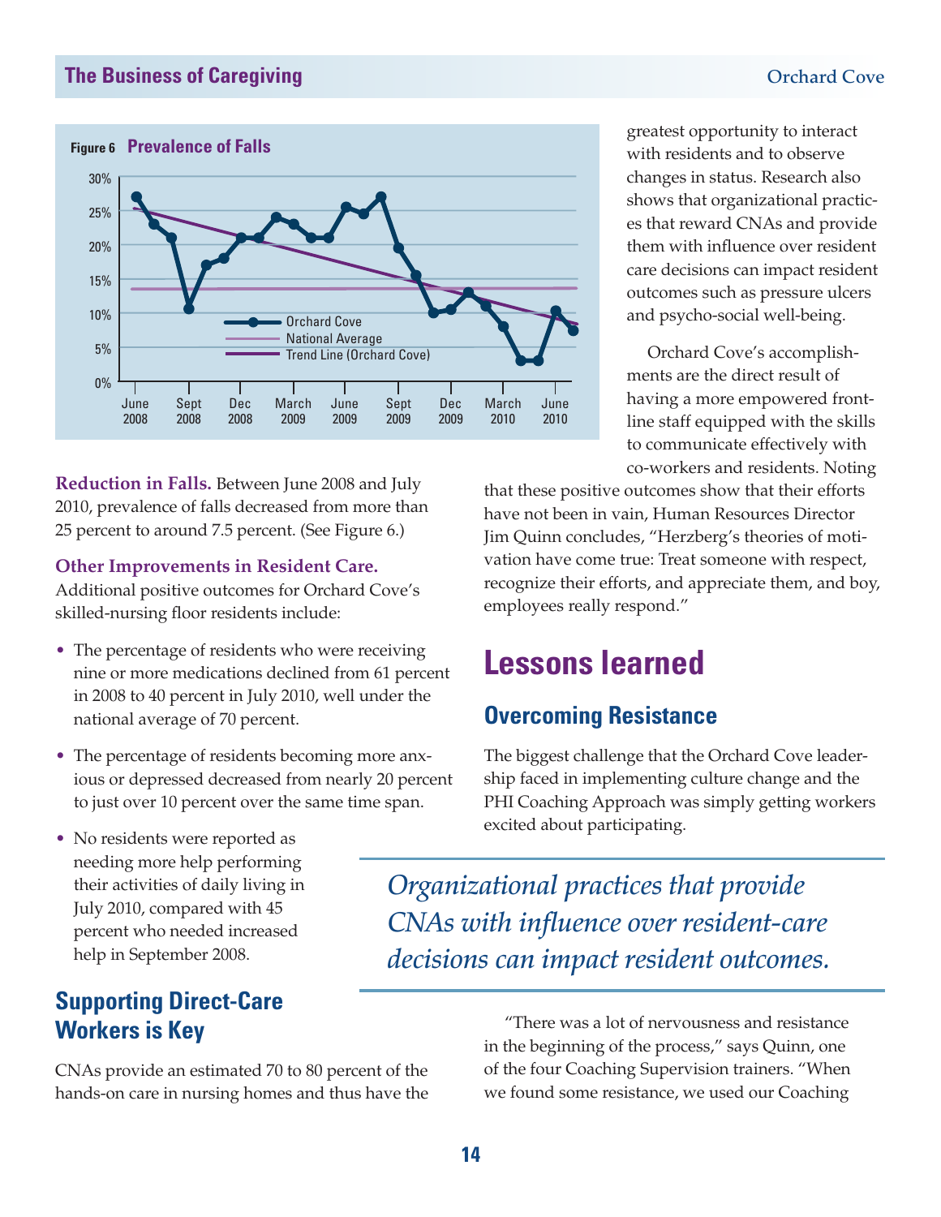**Figure 6 Prevalence of Falls**

**Reduction in Falls.** Between June 2008 and July 2010, prevalence of falls decreased from more than 25 percent to around 7.5 percent. (See Figure 6.)

**Other Improvements in Resident Care.**
Additional positive outcomes for Orchard Cove's skilled-nursing floor residents include:

- The percentage of residents who were receiving nine or more medications declined from 61 percent in 2008 to 40 percent in July 2010, well under the national average of 70 percent.
- The percentage of residents becoming more anxious or depressed decreased from nearly 20 percent to just over 10 percent over the same time span.
- No residents were reported as needing more help performing their activities of daily living in July 2010, compared with 45 percent who needed increased help in September 2008.

## Supporting Direct-Care Workers is Key

CNAs provide an estimated 70 to 80 percent of the hands-on care in nursing homes and thus have the greatest opportunity to interact with residents and to observe changes in status. Research also shows that organizational practices that reward CNAs and provide them with influence over resident care decisions can impact resident outcomes such as pressure ulcers and psycho-social well-being.

Orchard Cove's accomplishments are the direct result of having a more empowered frontline staff equipped with the skills to communicate effectively with co-workers and residents. Noting that these positive outcomes show that their efforts have not been in vain, Human Resources Director Jim Quinn concludes, "Herzberg's theories of motivation have come true: Treat someone with respect, recognize their efforts, and appreciate them, and boy, employees really respond."

# Lessons learned

## Overcoming Resistance

The biggest challenge that the Orchard Cove leadership faced in implementing culture change and the PHI Coaching Approach was simply getting workers excited about participating.

*Organizational practices that provide CNAs with influence over resident-care decisions can impact resident outcomes.*

"There was a lot of nervousness and resistance in the beginning of the process," says Quinn, one of the four Coaching Supervision trainers. "When we found some resistance, we used our Coaching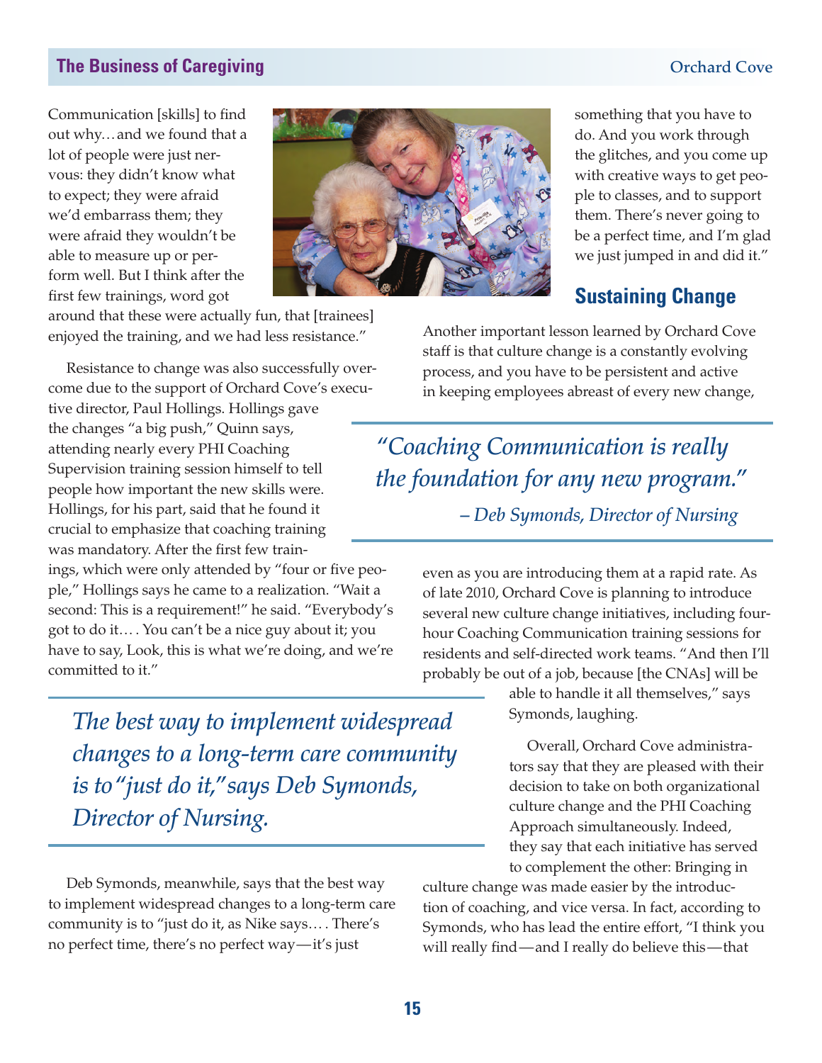Communication [skills] to find out why…and we found that a lot of people were just nervous: they didn't know what to expect; they were afraid we'd embarrass them; they were afraid they wouldn't be able to measure up or perform well. But I think after the first few trainings, word got around that these were actually fun, that [trainees] enjoyed the training, and we had less resistance."

Resistance to change was also successfully overcome due to the support of Orchard Cove's executive director, Paul Hollings. Hollings gave the changes "a big push," Quinn says, attending nearly every PHI Coaching Supervision training session himself to tell people how important the new skills were. Hollings, for his part, said that he found it crucial to emphasize that coaching training was mandatory. After the first few trainings, which were only attended by "four or five people," Hollings says he came to a realization. "Wait a second: This is a requirement!" he said. "Everybody's got to do it…. You can't be a nice guy about it; you have to say, Look, this is what we're doing, and we're committed to it."

> *The best way to implement widespread changes to a long-term care community is to "just do it," says Deb Symonds, Director of Nursing.*

Deb Symonds, meanwhile, says that the best way to implement widespread changes to a long-term care community is to "just do it, as Nike says…. There's no perfect time, there's no perfect way—it's just something that you have to do. And you work through the glitches, and you come up with creative ways to get people to classes, and to support them. There's never going to be a perfect time, and I'm glad we just jumped in and did it."

## Sustaining Change

Another important lesson learned by Orchard Cove staff is that culture change is a constantly evolving process, and you have to be persistent and active in keeping employees abreast of every new change, even as you are introducing them at a rapid rate. As of late 2010, Orchard Cove is planning to introduce several new culture change initiatives, including four-hour Coaching Communication training sessions for residents and self-directed work teams. "And then I'll probably be out of a job, because [the CNAs] will be able to handle it all themselves," says Symonds, laughing.

> *"Coaching Communication is really the foundation for any new program."*
> *– Deb Symonds, Director of Nursing*

Overall, Orchard Cove administrators say that they are pleased with their decision to take on both organizational culture change and the PHI Coaching Approach simultaneously. Indeed, they say that each initiative has served to complement the other: Bringing in culture change was made easier by the introduction of coaching, and vice versa. In fact, according to Symonds, who has lead the entire effort, "I think you will really find—and I really do believe this—that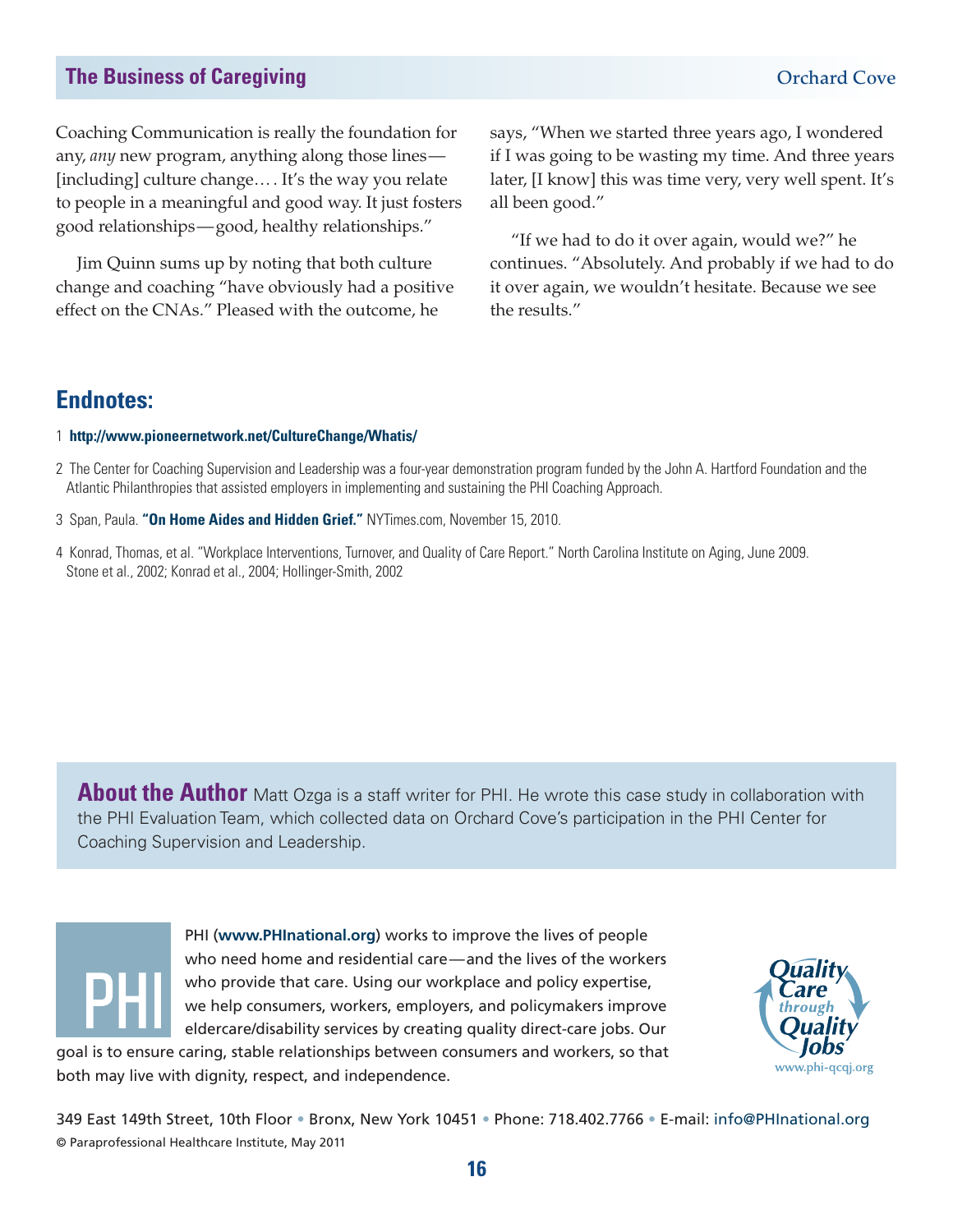Coaching Communication is really the foundation for any, *any* new program, anything along those lines—[including] culture change…. It's the way you relate to people in a meaningful and good way. It just fosters good relationships—good, healthy relationships."

Jim Quinn sums up by noting that both culture change and coaching "have obviously had a positive effect on the CNAs." Pleased with the outcome, he says, "When we started three years ago, I wondered if I was going to be wasting my time. And three years later, [I know] this was time very, very well spent. It's all been good."

"If we had to do it over again, would we?" he continues. "Absolutely. And probably if we had to do it over again, we wouldn't hesitate. Because we see the results."

## Endnotes:

1 **http://www.pioneernetwork.net/CultureChange/Whatis/**

2 The Center for Coaching Supervision and Leadership was a four-year demonstration program funded by the John A. Hartford Foundation and the Atlantic Philanthropies that assisted employers in implementing and sustaining the PHI Coaching Approach.

3 Span, Paula. **"On Home Aides and Hidden Grief."** NYTimes.com, November 15, 2010.

4 Konrad, Thomas, et al. "Workplace Interventions, Turnover, and Quality of Care Report." North Carolina Institute on Aging, June 2009. Stone et al., 2002; Konrad et al., 2004; Hollinger-Smith, 2002

**About the Author** Matt Ozga is a staff writer for PHI. He wrote this case study in collaboration with the PHI Evaluation Team, which collected data on Orchard Cove's participation in the PHI Center for Coaching Supervision and Leadership.

PHI

PHI (**www.PHInational.org**) works to improve the lives of people who need home and residential care—and the lives of the workers who provide that care. Using our workplace and policy expertise, we help consumers, workers, employers, and policymakers improve eldercare/disability services by creating quality direct-care jobs. Our goal is to ensure caring, stable relationships between consumers and workers, so that both may live with dignity, respect, and independence.

Quality Care through Quality Jobs
www.phi-qcqj.org

349 East 149th Street, 10th Floor • Bronx, New York 10451 • Phone: 718.402.7766 • E-mail: info@PHInational.org

© Paraprofessional Healthcare Institute, May 2011